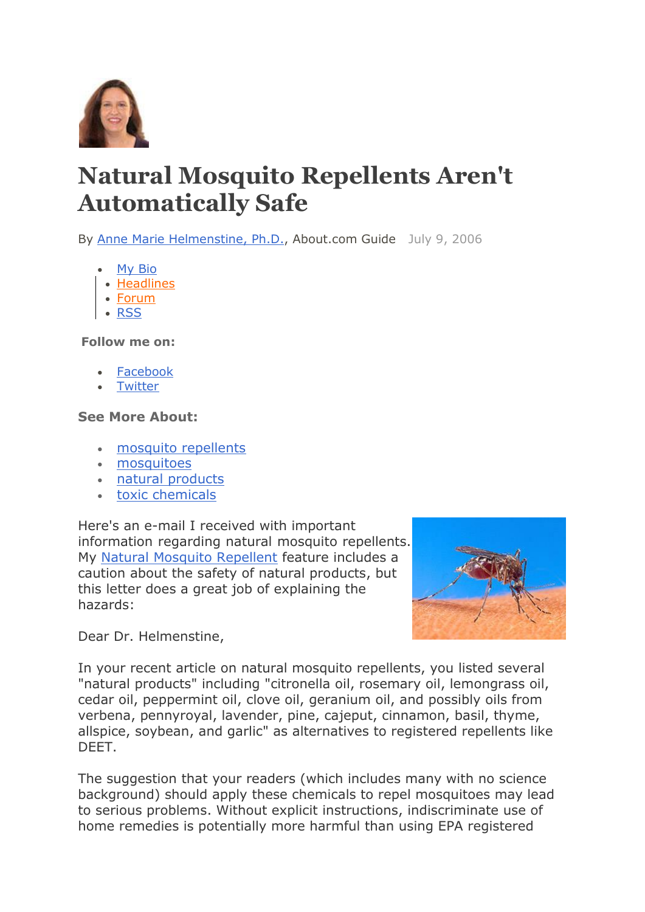# Natural Mosquito Repellents Aren't Automatically Safe

By Anne Marie Helmenstine, Ph.D., About.com Guide July 9, 2006

- My Bio
- Headlines
- Forum
- RSS

**Follow me on:**

- Facebook
- Twitter

**See More About:**

- mosquito repellents
- mosquitoes
- natural products
- toxic chemicals

Here's an e-mail I received with important information regarding natural mosquito repellents. My Natural Mosquito Repellent feature includes a caution about the safety of natural products, but this letter does a great job of explaining the hazards:

Dear Dr. Helmenstine,

In your recent article on natural mosquito repellents, you listed several "natural products" including "citronella oil, rosemary oil, lemongrass oil, cedar oil, peppermint oil, clove oil, geranium oil, and possibly oils from verbena, pennyroyal, lavender, pine, cajeput, cinnamon, basil, thyme, allspice, soybean, and garlic" as alternatives to registered repellents like DEET.

The suggestion that your readers (which includes many with no science background) should apply these chemicals to repel mosquitoes may lead to serious problems. Without explicit instructions, indiscriminate use of home remedies is potentially more harmful than using EPA registered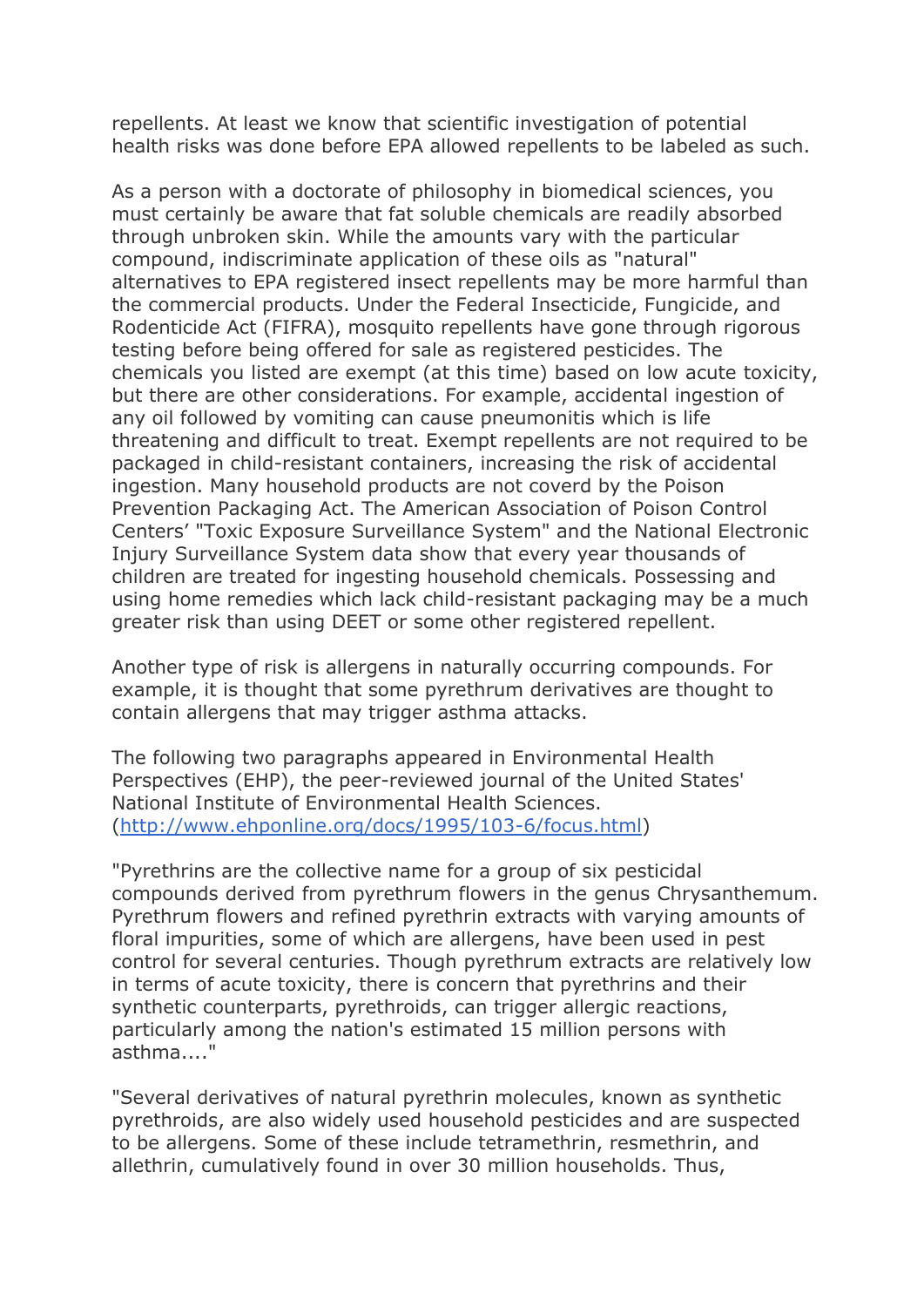repellents. At least we know that scientific investigation of potential health risks was done before EPA allowed repellents to be labeled as such.

As a person with a doctorate of philosophy in biomedical sciences, you must certainly be aware that fat soluble chemicals are readily absorbed through unbroken skin. While the amounts vary with the particular compound, indiscriminate application of these oils as "natural" alternatives to EPA registered insect repellents may be more harmful than the commercial products. Under the Federal Insecticide, Fungicide, and Rodenticide Act (FIFRA), mosquito repellents have gone through rigorous testing before being offered for sale as registered pesticides. The chemicals you listed are exempt (at this time) based on low acute toxicity, but there are other considerations. For example, accidental ingestion of any oil followed by vomiting can cause pneumonitis which is life threatening and difficult to treat. Exempt repellents are not required to be packaged in child-resistant containers, increasing the risk of accidental ingestion. Many household products are not coverd by the Poison Prevention Packaging Act. The American Association of Poison Control Centers' "Toxic Exposure Surveillance System" and the National Electronic Injury Surveillance System data show that every year thousands of children are treated for ingesting household chemicals. Possessing and using home remedies which lack child-resistant packaging may be a much greater risk than using DEET or some other registered repellent.

Another type of risk is allergens in naturally occurring compounds. For example, it is thought that some pyrethrum derivatives are thought to contain allergens that may trigger asthma attacks.

The following two paragraphs appeared in Environmental Health Perspectives (EHP), the peer-reviewed journal of the United States' National Institute of Environmental Health Sciences. (http://www.ehponline.org/docs/1995/103-6/focus.html)

"Pyrethrins are the collective name for a group of six pesticidal compounds derived from pyrethrum flowers in the genus Chrysanthemum. Pyrethrum flowers and refined pyrethrin extracts with varying amounts of floral impurities, some of which are allergens, have been used in pest control for several centuries. Though pyrethrum extracts are relatively low in terms of acute toxicity, there is concern that pyrethrins and their synthetic counterparts, pyrethroids, can trigger allergic reactions, particularly among the nation's estimated 15 million persons with asthma...."

"Several derivatives of natural pyrethrin molecules, known as synthetic pyrethroids, are also widely used household pesticides and are suspected to be allergens. Some of these include tetramethrin, resmethrin, and allethrin, cumulatively found in over 30 million households. Thus,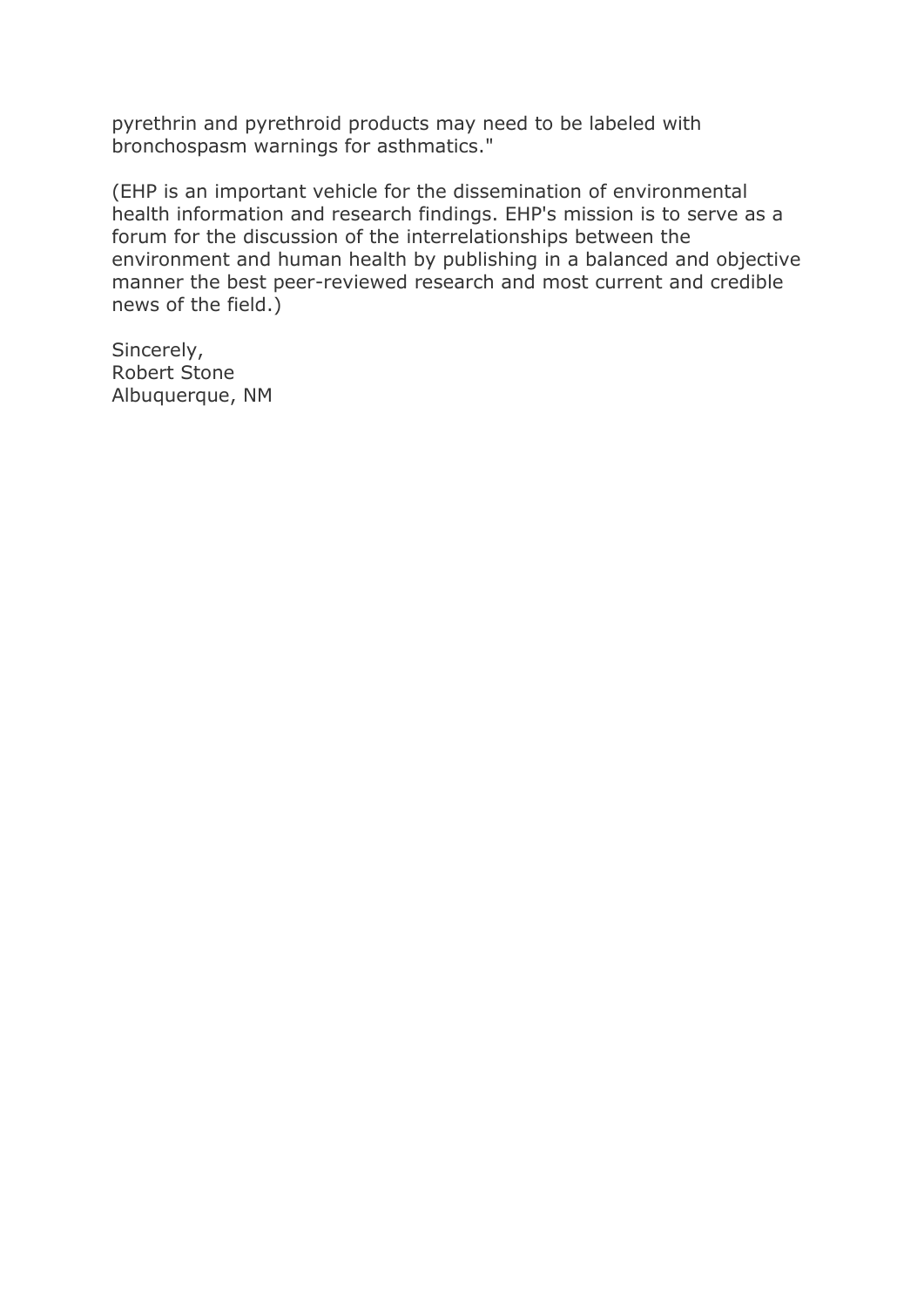pyrethrin and pyrethroid products may need to be labeled with bronchospasm warnings for asthmatics."

(EHP is an important vehicle for the dissemination of environmental health information and research findings. EHP's mission is to serve as a forum for the discussion of the interrelationships between the environment and human health by publishing in a balanced and objective manner the best peer-reviewed research and most current and credible news of the field.)

Sincerely,
Robert Stone
Albuquerque, NM